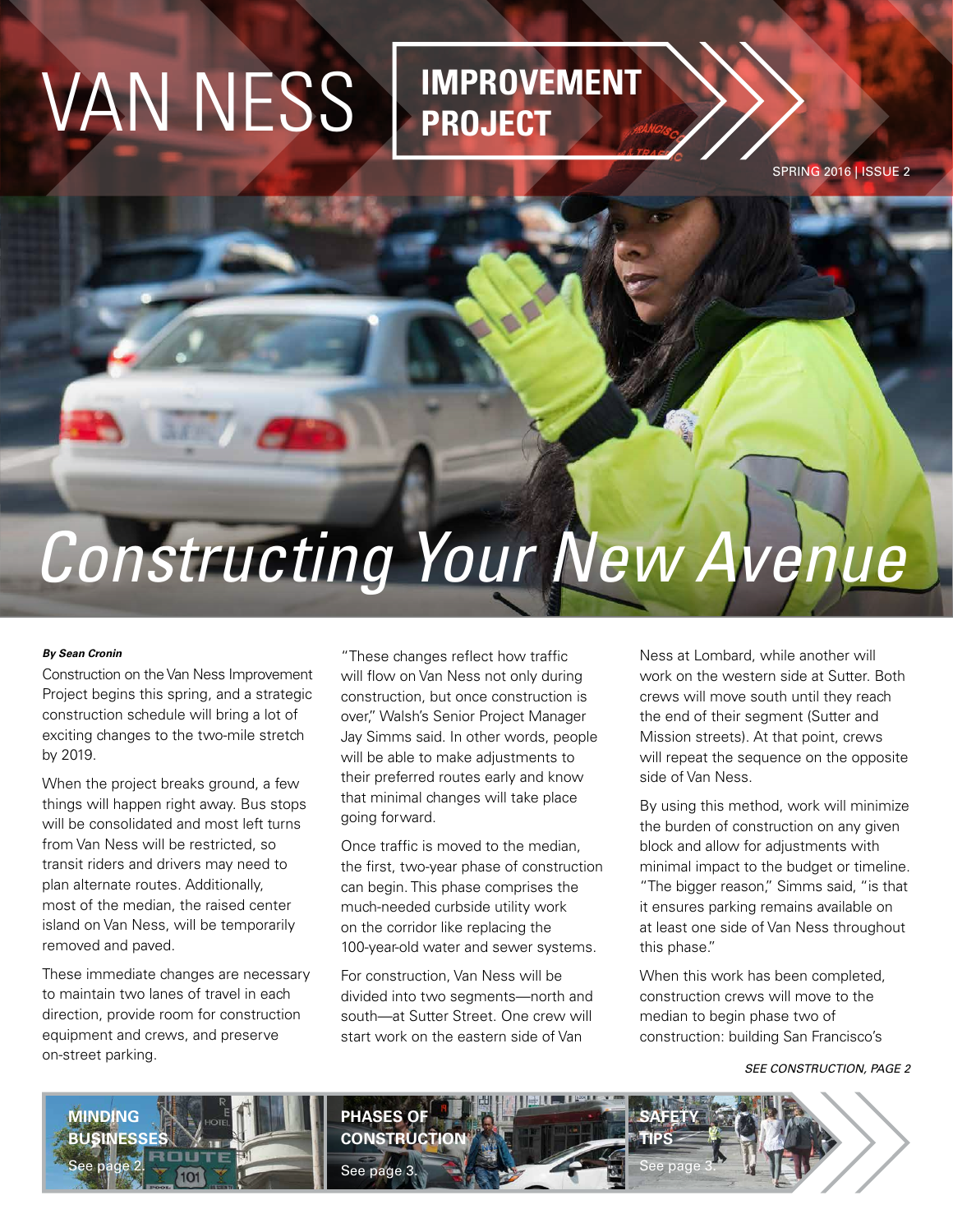# VAN NESS IMPROVEMENT PROJECT

SPRING 2016 | ISSUE 2

# *Constructing Your New Avenue*

***By Sean Cronin***

Construction on the Van Ness Improvement Project begins this spring, and a strategic construction schedule will bring a lot of exciting changes to the two-mile stretch by 2019.

When the project breaks ground, a few things will happen right away. Bus stops will be consolidated and most left turns from Van Ness will be restricted, so transit riders and drivers may need to plan alternate routes. Additionally, most of the median, the raised center island on Van Ness, will be temporarily removed and paved.

These immediate changes are necessary to maintain two lanes of travel in each direction, provide room for construction equipment and crews, and preserve on-street parking.

"These changes reflect how traffic will flow on Van Ness not only during construction, but once construction is over," Walsh's Senior Project Manager Jay Simms said. In other words, people will be able to make adjustments to their preferred routes early and know that minimal changes will take place going forward.

Once traffic is moved to the median, the first, two-year phase of construction can begin. This phase comprises the much-needed curbside utility work on the corridor like replacing the 100-year-old water and sewer systems.

For construction, Van Ness will be divided into two segments—north and south—at Sutter Street. One crew will start work on the eastern side of Van Ness at Lombard, while another will work on the western side at Sutter. Both crews will move south until they reach the end of their segment (Sutter and Mission streets). At that point, crews will repeat the sequence on the opposite side of Van Ness.

By using this method, work will minimize the burden of construction on any given block and allow for adjustments with minimal impact to the budget or timeline. "The bigger reason," Simms said, "is that it ensures parking remains available on at least one side of Van Ness throughout this phase."

When this work has been completed, construction crews will move to the median to begin phase two of construction: building San Francisco's

*SEE CONSTRUCTION, PAGE 2*

**MINDING BUSINESSES**
See page 2.

**PHASES OF CONSTRUCTION**
See page 3.

**SAFETY TIPS**
See page 3.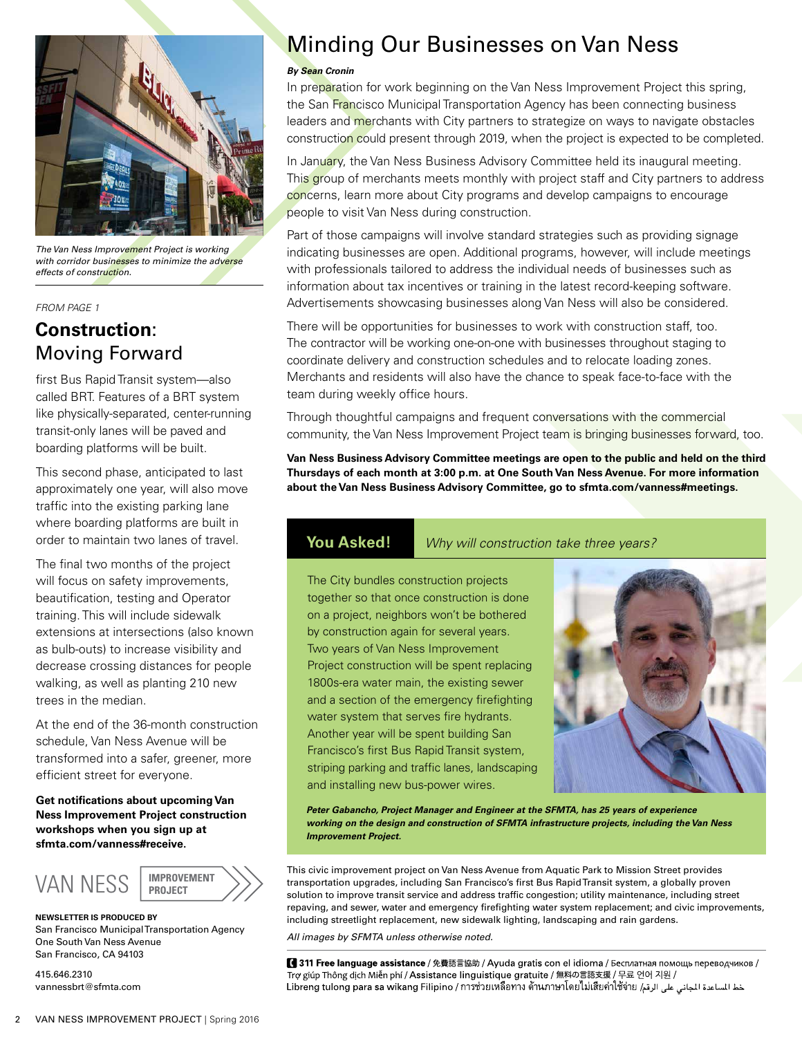*The Van Ness Improvement Project is working with corridor businesses to minimize the adverse effects of construction.*

*FROM PAGE 1*

## **Construction:** Moving Forward

first Bus Rapid Transit system—also called BRT. Features of a BRT system like physically-separated, center-running transit-only lanes will be paved and boarding platforms will be built.

This second phase, anticipated to last approximately one year, will also move traffic into the existing parking lane where boarding platforms are built in order to maintain two lanes of travel.

The final two months of the project will focus on safety improvements, beautification, testing and Operator training. This will include sidewalk extensions at intersections (also known as bulb-outs) to increase visibility and decrease crossing distances for people walking, as well as planting 210 new trees in the median.

At the end of the 36-month construction schedule, Van Ness Avenue will be transformed into a safer, greener, more efficient street for everyone.

**Get notifications about upcoming Van Ness Improvement Project construction workshops when you sign up at sfmta.com/vanness#receive.**

# Minding Our Businesses on Van Ness

***By Sean Cronin***

In preparation for work beginning on the Van Ness Improvement Project this spring, the San Francisco Municipal Transportation Agency has been connecting business leaders and merchants with City partners to strategize on ways to navigate obstacles construction could present through 2019, when the project is expected to be completed.

In January, the Van Ness Business Advisory Committee held its inaugural meeting. This group of merchants meets monthly with project staff and City partners to address concerns, learn more about City programs and develop campaigns to encourage people to visit Van Ness during construction.

Part of those campaigns will involve standard strategies such as providing signage indicating businesses are open. Additional programs, however, will include meetings with professionals tailored to address the individual needs of businesses such as information about tax incentives or training in the latest record-keeping software. Advertisements showcasing businesses along Van Ness will also be considered.

There will be opportunities for businesses to work with construction staff, too. The contractor will be working one-on-one with businesses throughout staging to coordinate delivery and construction schedules and to relocate loading zones. Merchants and residents will also have the chance to speak face-to-face with the team during weekly office hours.

Through thoughtful campaigns and frequent conversations with the commercial community, the Van Ness Improvement Project team is bringing businesses forward, too.

**Van Ness Business Advisory Committee meetings are open to the public and held on the third Thursdays of each month at 3:00 p.m. at One South Van Ness Avenue. For more information about the Van Ness Business Advisory Committee, go to sfmta.com/vanness#meetings.**

## **You Asked!** *Why will construction take three years?*

The City bundles construction projects together so that once construction is done on a project, neighbors won't be bothered by construction again for several years. Two years of Van Ness Improvement Project construction will be spent replacing 1800s-era water main, the existing sewer and a section of the emergency firefighting water system that serves fire hydrants. Another year will be spent building San Francisco's first Bus Rapid Transit system, striping parking and traffic lanes, landscaping and installing new bus-power wires.

***Peter Gabancho, Project Manager and Engineer at the SFMTA, has 25 years of experience working on the design and construction of SFMTA infrastructure projects, including the Van Ness Improvement Project.***

This civic improvement project on Van Ness Avenue from Aquatic Park to Mission Street provides transportation upgrades, including San Francisco's first Bus Rapid Transit system, a globally proven solution to improve transit service and address traffic congestion; utility maintenance, including street repaving, and sewer, water and emergency firefighting water system replacement; and civic improvements, including streetlight replacement, new sidewalk lighting, landscaping and rain gardens.

*All images by SFMTA unless otherwise noted.*

VAN NESS IMPROVEMENT PROJECT

**NEWSLETTER IS PRODUCED BY**
San Francisco Municipal Transportation Agency
One South Van Ness Avenue
San Francisco, CA 94103

415.646.2310
vannessbrt@sfmta.com

**311 Free language assistance** / 免費語言協助 / **Ayuda gratis con el idioma** / Бесплатная помощь переводчиков / Trợ giúp Thông dịch Miễn phí / **Assistance linguistique gratuite** / 無料の言語支援 / 무료 언어 지원 / Libreng tulong para sa wikang Filipino / การช่วยเหลือทางด้านภาษาโดยไม่เสียค่าใช้จ่าย / خط المساعدة المجاني على الرقم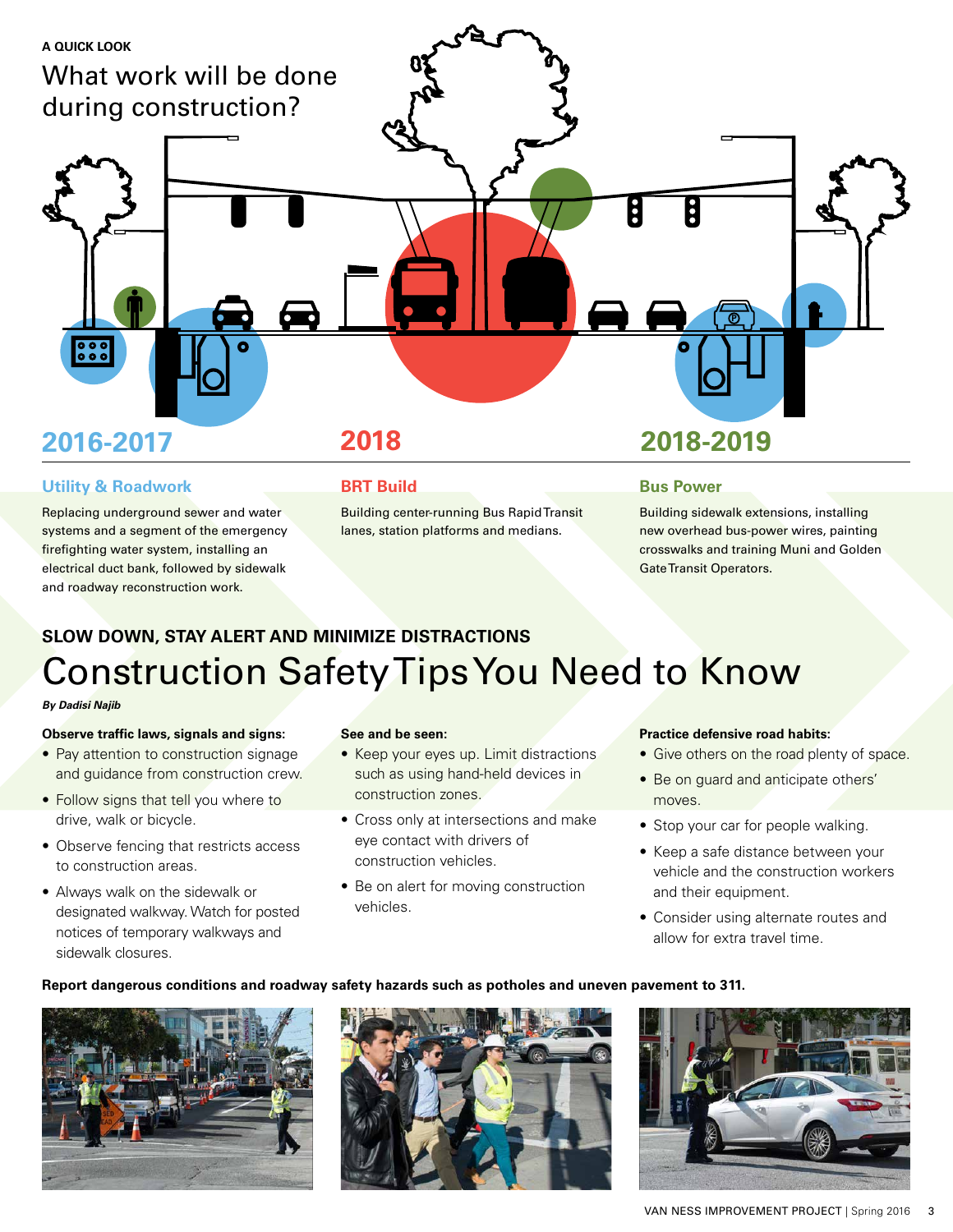A QUICK LOOK

# What work will be done during construction?

## 2016-2017

### Utility & Roadwork

Replacing underground sewer and water systems and a segment of the emergency firefighting water system, installing an electrical duct bank, followed by sidewalk and roadway reconstruction work.

## 2018

### BRT Build

Building center-running Bus Rapid Transit lanes, station platforms and medians.

## 2018-2019

### Bus Power

Building sidewalk extensions, installing new overhead bus-power wires, painting crosswalks and training Muni and Golden Gate Transit Operators.

**SLOW DOWN, STAY ALERT AND MINIMIZE DISTRACTIONS**

# Construction Safety Tips You Need to Know

***By Dadisi Najib***

**Observe traffic laws, signals and signs:**

- Pay attention to construction signage and guidance from construction crew.
- Follow signs that tell you where to drive, walk or bicycle.
- Observe fencing that restricts access to construction areas.
- Always walk on the sidewalk or designated walkway. Watch for posted notices of temporary walkways and sidewalk closures.

**See and be seen:**

- Keep your eyes up. Limit distractions such as using hand-held devices in construction zones.
- Cross only at intersections and make eye contact with drivers of construction vehicles.
- Be on alert for moving construction vehicles.

**Practice defensive road habits:**

- Give others on the road plenty of space.
- Be on guard and anticipate others' moves.
- Stop your car for people walking.
- Keep a safe distance between your vehicle and the construction workers and their equipment.
- Consider using alternate routes and allow for extra travel time.

**Report dangerous conditions and roadway safety hazards such as potholes and uneven pavement to 311.**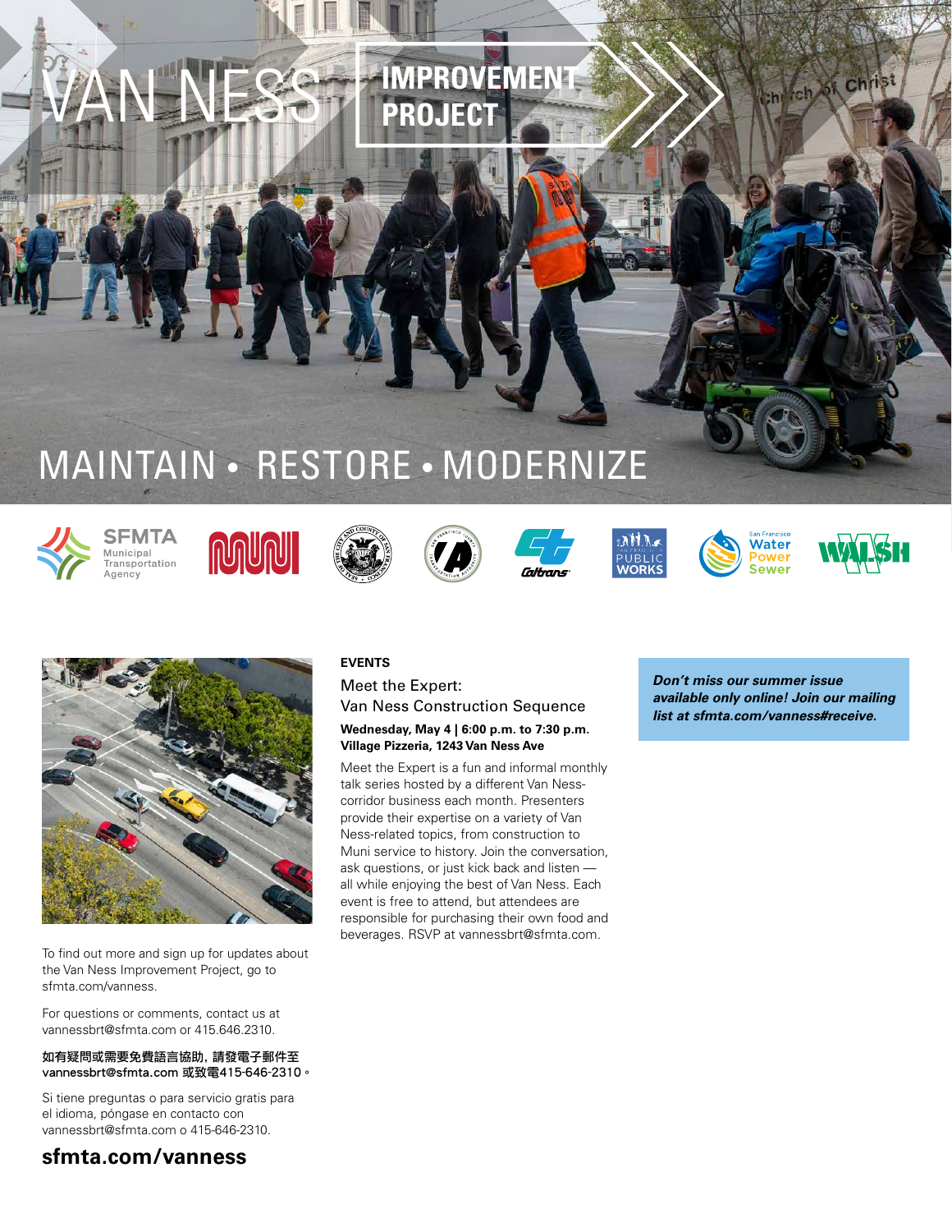# VAN NESS IMPROVEMENT PROJECT

MAINTAIN • RESTORE • MODERNIZE

SFMTA Municipal Transportation Agency

To find out more and sign up for updates about the Van Ness Improvement Project, go to sfmta.com/vanness.

For questions or comments, contact us at vannessbrt@sfmta.com or 415.646.2310.

**如有疑問或需要免費語言協助，請發電子郵件至 vannessbrt@sfmta.com 或致電415-646-2310。**

Si tiene preguntas o para servicio gratis para el idioma, póngase en contacto con vannessbrt@sfmta.com o 415-646-2310.

**sfmta.com/vanness**

## EVENTS

### Meet the Expert: Van Ness Construction Sequence

**Wednesday, May 4 | 6:00 p.m. to 7:30 p.m.**
**Village Pizzeria, 1243 Van Ness Ave**

Meet the Expert is a fun and informal monthly talk series hosted by a different Van Ness-corridor business each month. Presenters provide their expertise on a variety of Van Ness-related topics, from construction to Muni service to history. Join the conversation, ask questions, or just kick back and listen — all while enjoying the best of Van Ness. Each event is free to attend, but attendees are responsible for purchasing their own food and beverages. RSVP at vannessbrt@sfmta.com.

***Don't miss our summer issue available only online! Join our mailing list at sfmta.com/vanness#receive.***